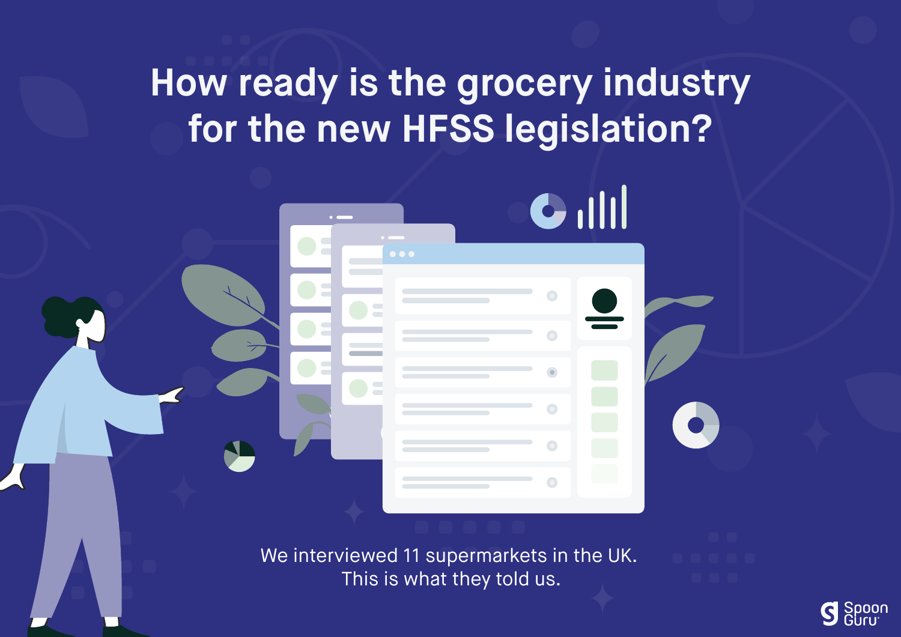# How ready is the grocery industry for the new HFSS legislation?

We interviewed 11 supermarkets in the UK.
This is what they told us.

Spoon Guru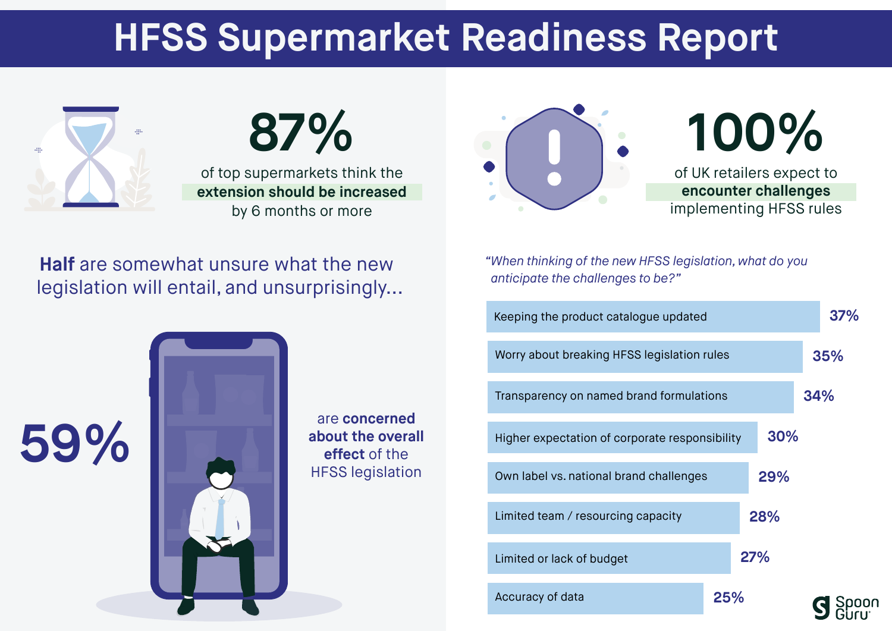# HFSS Supermarket Readiness Report

**87%**

of top supermarkets think the **extension should be increased** by 6 months or more

**100%**

of UK retailers expect to **encounter challenges** implementing HFSS rules

**Half** are somewhat unsure what the new legislation will entail, and unsurprisingly...

**59%** are **concerned about the overall effect** of the HFSS legislation

*"When thinking of the new HFSS legislation, what do you anticipate the challenges to be?"*

Keeping the product catalogue updated 37%

Worry about breaking HFSS legislation rules 35%

Transparency on named brand formulations 34%

Higher expectation of corporate responsibility 30%

Own label vs. national brand challenges 29%

Limited team / resourcing capacity 28%

Limited or lack of budget 27%

Accuracy of data 25%

Spoon Guru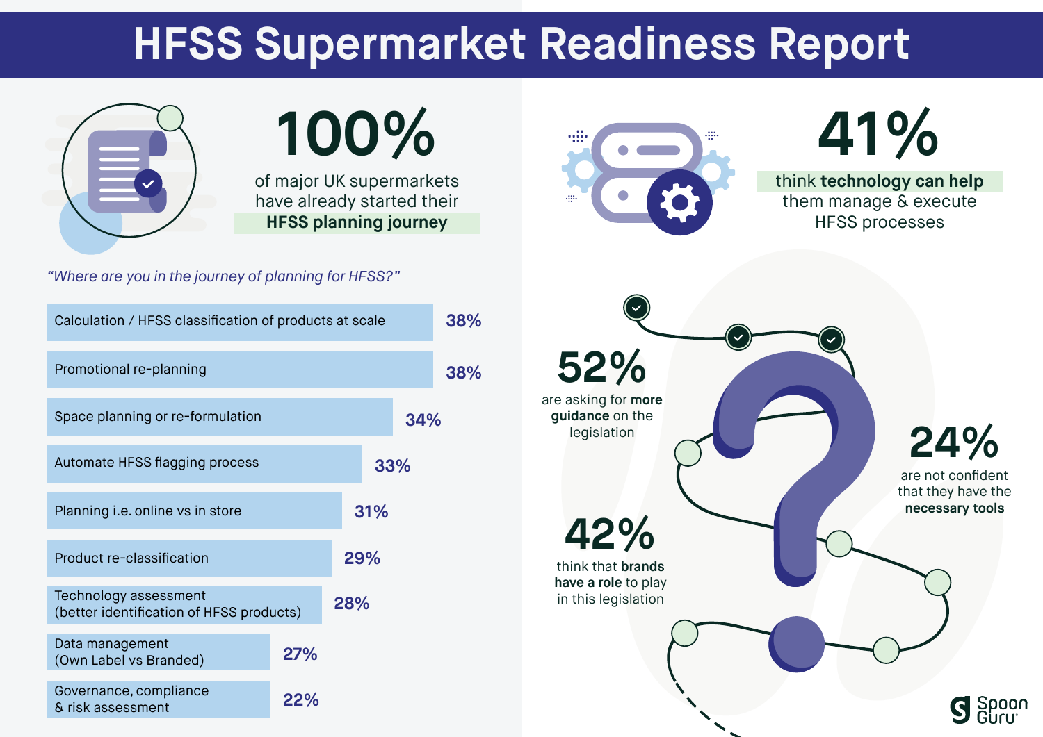# HFSS Supermarket Readiness Report

**100%**

of major UK supermarkets have already started their **HFSS planning journey**

*"Where are you in the journey of planning for HFSS?"*

Calculation / HFSS classification of products at scale 38%

Promotional re-planning 38%

Space planning or re-formulation 34%

Automate HFSS flagging process 33%

Planning i.e. online vs in store 31%

Product re-classification 29%

Technology assessment (better identification of HFSS products) 28%

Data management (Own Label vs Branded) 27%

Governance, compliance & risk assessment 22%

**41%**

think **technology can help** them manage & execute HFSS processes

**52%**

are asking for **more guidance** on the legislation

**24%**

are not confident that they have the **necessary tools**

**42%**

think that **brands have a role** to play in this legislation

Spoon Guru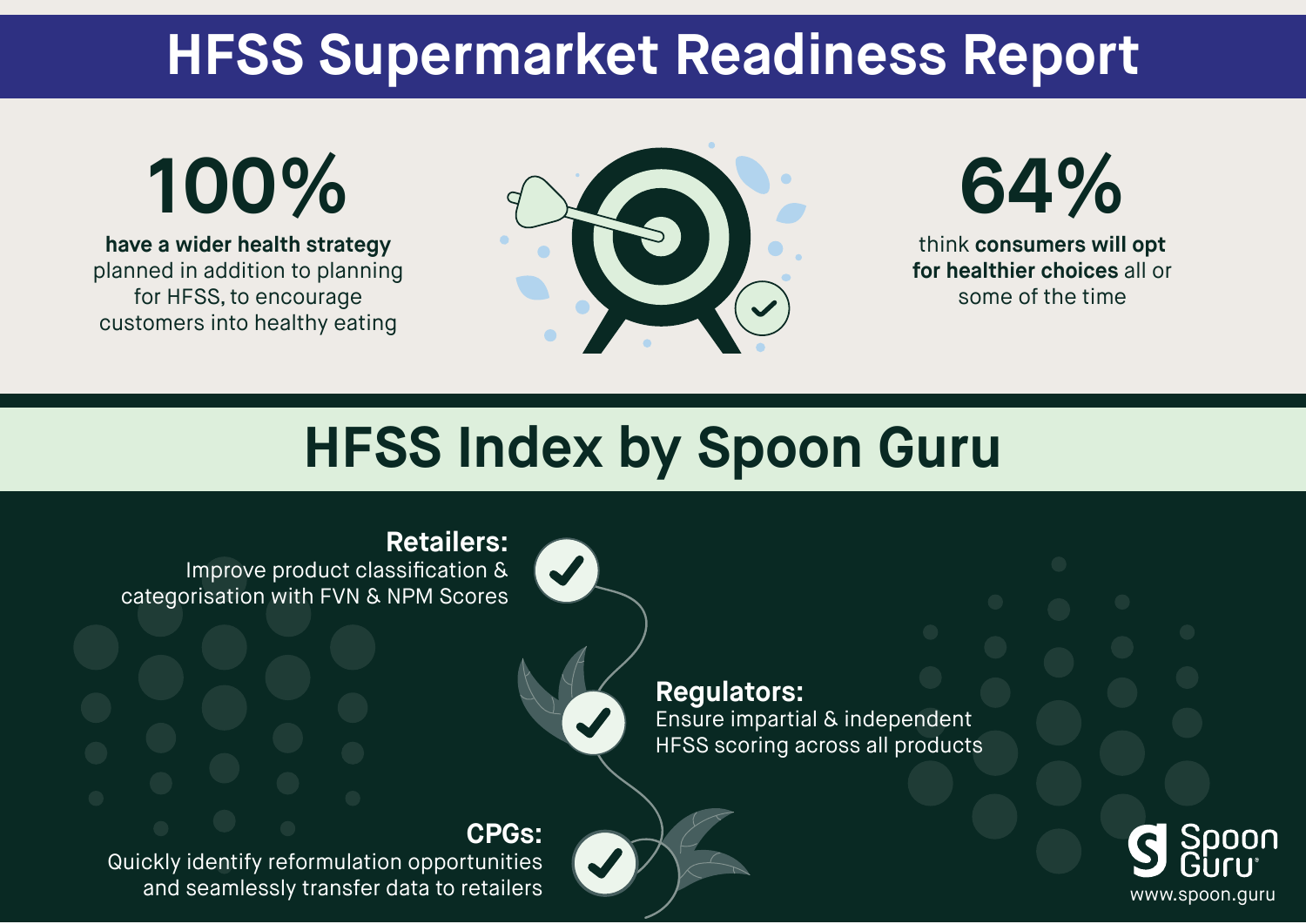# HFSS Supermarket Readiness Report

**100%**

**have a wider health strategy** planned in addition to planning for HFSS, to encourage customers into healthy eating

**64%**

think **consumers will opt for healthier choices** all or some of the time

## HFSS Index by Spoon Guru

**Retailers:**
Improve product classification & categorisation with FVN & NPM Scores

**Regulators:**
Ensure impartial & independent HFSS scoring across all products

**CPGs:**
Quickly identify reformulation opportunities and seamlessly transfer data to retailers

Spoon Guru®
www.spoon.guru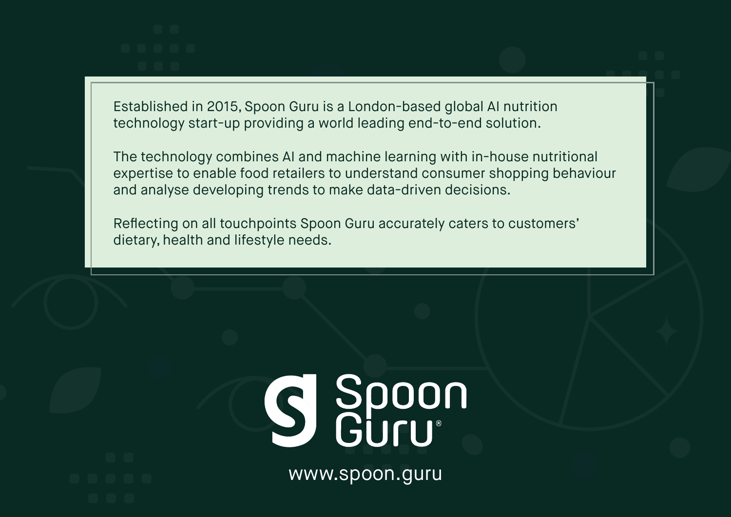Established in 2015, Spoon Guru is a London-based global AI nutrition technology start-up providing a world leading end-to-end solution.

The technology combines AI and machine learning with in-house nutritional expertise to enable food retailers to understand consumer shopping behaviour and analyse developing trends to make data-driven decisions.

Reflecting on all touchpoints Spoon Guru accurately caters to customers' dietary, health and lifestyle needs.

Spoon Guru®

www.spoon.guru